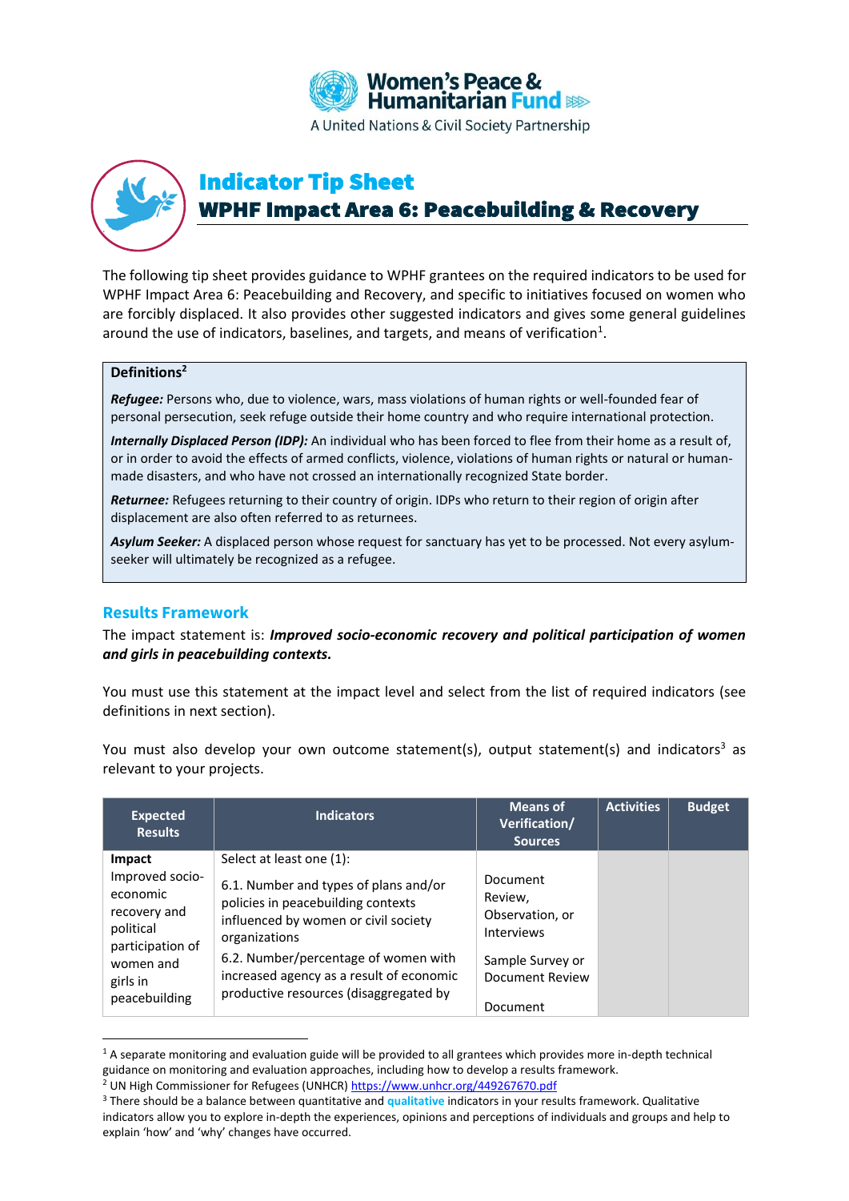Women's Peace & Humanitarian Fund

A United Nations & Civil Society Partnership

# Indicator Tip Sheet

## WPHF Impact Area 6: Peacebuilding & Recovery

The following tip sheet provides guidance to WPHF grantees on the required indicators to be used for WPHF Impact Area 6: Peacebuilding and Recovery, and specific to initiatives focused on women who are forcibly displaced. It also provides other suggested indicators and gives some general guidelines around the use of indicators, baselines, and targets, and means of verification[1].

> **Definitions[2]**
>
> ***Refugee:*** Persons who, due to violence, wars, mass violations of human rights or well-founded fear of personal persecution, seek refuge outside their home country and who require international protection.
>
> ***Internally Displaced Person (IDP):*** An individual who has been forced to flee from their home as a result of, or in order to avoid the effects of armed conflicts, violence, violations of human rights or natural or human-made disasters, and who have not crossed an internationally recognized State border.
>
> ***Returnee:*** Refugees returning to their country of origin. IDPs who return to their region of origin after displacement are also often referred to as returnees.
>
> ***Asylum Seeker:*** A displaced person whose request for sanctuary has yet to be processed. Not every asylum-seeker will ultimately be recognized as a refugee.

### Results Framework

The impact statement is: ***Improved socio-economic recovery and political participation of women and girls in peacebuilding contexts.***

You must use this statement at the impact level and select from the list of required indicators (see definitions in next section).

You must also develop your own outcome statement(s), output statement(s) and indicators[3] as relevant to your projects.

| Expected Results | Indicators | Means of Verification/ Sources | Activities | Budget |
|---|---|---|---|---|
| **Impact**<br>Improved socio-economic recovery and political participation of women and girls in peacebuilding | Select at least one (1):<br><br>6.1. Number and types of plans and/or policies in peacebuilding contexts influenced by women or civil society organizations<br><br>6.2. Number/percentage of women with increased agency as a result of economic productive resources (disaggregated by | Document Review, Observation, or Interviews<br><br>Sample Survey or Document Review<br><br>Document | | |

[1] A separate monitoring and evaluation guide will be provided to all grantees which provides more in-depth technical guidance on monitoring and evaluation approaches, including how to develop a results framework.

[2] UN High Commissioner for Refugees (UNHCR) https://www.unhcr.org/449267670.pdf

[3] There should be a balance between quantitative and **qualitative** indicators in your results framework. Qualitative indicators allow you to explore in-depth the experiences, opinions and perceptions of individuals and groups and help to explain 'how' and 'why' changes have occurred.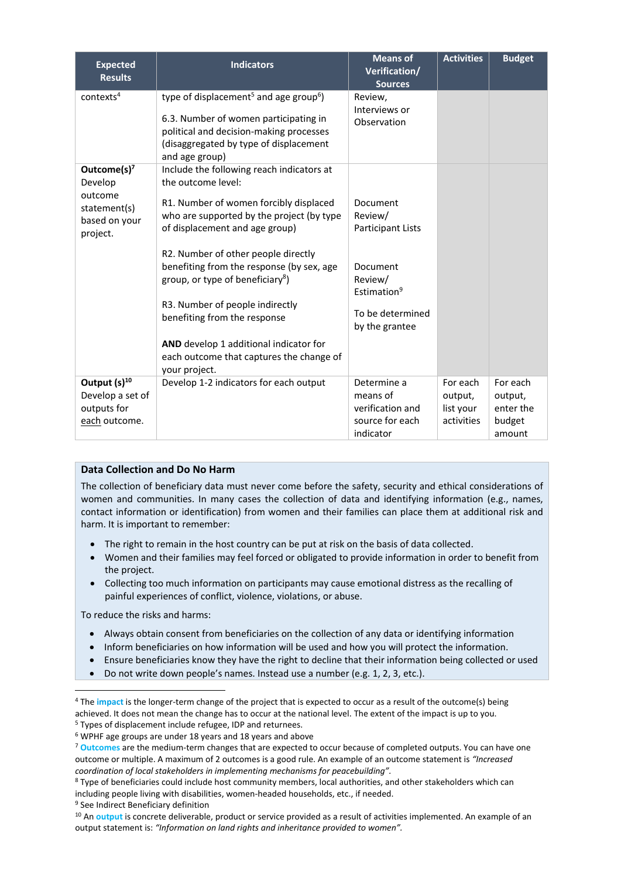| Expected Results | Indicators | Means of Verification/ Sources | Activities | Budget |
|---|---|---|---|---|
| contexts[4] | type of displacement[5] and age group[6])<br><br>6.3. Number of women participating in political and decision-making processes (disaggregated by type of displacement and age group) | Review, Interviews or Observation | | |
| **Outcome(s)[7]** Develop outcome statement(s) based on your project. | Include the following reach indicators at the outcome level:<br><br>R1. Number of women forcibly displaced who are supported by the project (by type of displacement and age group)<br><br>R2. Number of other people directly benefiting from the response (by sex, age group, or type of beneficiary[8])<br><br>R3. Number of people indirectly benefiting from the response<br><br>**AND** develop 1 additional indicator for each outcome that captures the change of your project. | Document Review/ Participant Lists<br><br>Document Review/ Estimation[9]<br><br>To be determined by the grantee | | |
| **Output (s)[10]** Develop a set of outputs for each outcome. | Develop 1-2 indicators for each output | Determine a means of verification and source for each indicator | For each output, list your activities | For each output, enter the budget amount |

**Data Collection and Do No Harm**

The collection of beneficiary data must never come before the safety, security and ethical considerations of women and communities. In many cases the collection of data and identifying information (e.g., names, contact information or identification) from women and their families can place them at additional risk and harm. It is important to remember:

- The right to remain in the host country can be put at risk on the basis of data collected.
- Women and their families may feel forced or obligated to provide information in order to benefit from the project.
- Collecting too much information on participants may cause emotional distress as the recalling of painful experiences of conflict, violence, violations, or abuse.

To reduce the risks and harms:

- Always obtain consent from beneficiaries on the collection of any data or identifying information
- Inform beneficiaries on how information will be used and how you will protect the information.
- Ensure beneficiaries know they have the right to decline that their information being collected or used
- Do not write down people's names. Instead use a number (e.g. 1, 2, 3, etc.).

---

[4] The **impact** is the longer-term change of the project that is expected to occur as a result of the outcome(s) being achieved. It does not mean the change has to occur at the national level. The extent of the impact is up to you.

[5] Types of displacement include refugee, IDP and returnees.

[6] WPHF age groups are under 18 years and 18 years and above

[7] **Outcomes** are the medium-term changes that are expected to occur because of completed outputs. You can have one outcome or multiple. A maximum of 2 outcomes is a good rule. An example of an outcome statement is *"Increased coordination of local stakeholders in implementing mechanisms for peacebuilding"*.

[8] Type of beneficiaries could include host community members, local authorities, and other stakeholders which can including people living with disabilities, women-headed households, etc., if needed.

[9] See Indirect Beneficiary definition

[10] An **output** is concrete deliverable, product or service provided as a result of activities implemented. An example of an output statement is: *"Information on land rights and inheritance provided to women"*.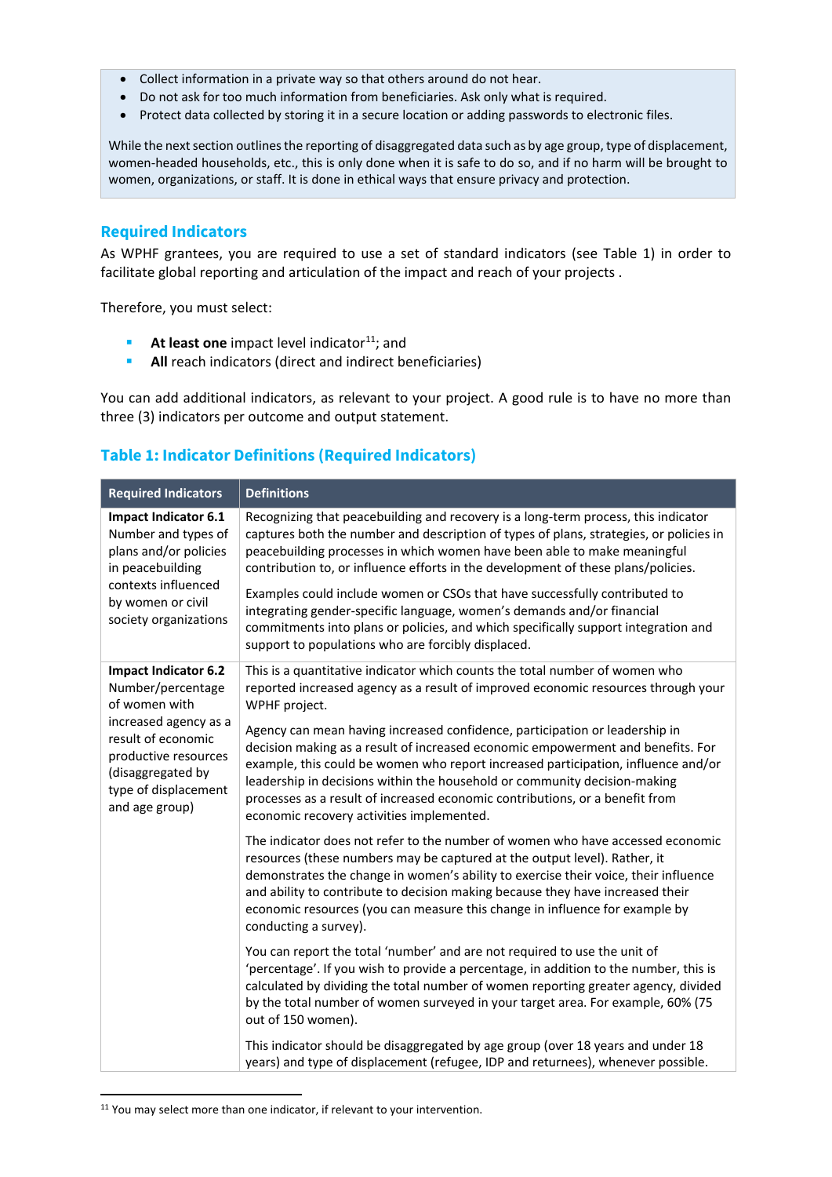- Collect information in a private way so that others around do not hear.
- Do not ask for too much information from beneficiaries. Ask only what is required.
- Protect data collected by storing it in a secure location or adding passwords to electronic files.

While the next section outlines the reporting of disaggregated data such as by age group, type of displacement, women-headed households, etc., this is only done when it is safe to do so, and if no harm will be brought to women, organizations, or staff. It is done in ethical ways that ensure privacy and protection.

## Required Indicators

As WPHF grantees, you are required to use a set of standard indicators (see Table 1) in order to facilitate global reporting and articulation of the impact and reach of your projects .

Therefore, you must select:

- **At least one** impact level indicator[11]; and
- **All** reach indicators (direct and indirect beneficiaries)

You can add additional indicators, as relevant to your project. A good rule is to have no more than three (3) indicators per outcome and output statement.

## Table 1: Indicator Definitions (Required Indicators)

| Required Indicators | Definitions |
|---|---|
| **Impact Indicator 6.1** Number and types of plans and/or policies in peacebuilding contexts influenced by women or civil society organizations | Recognizing that peacebuilding and recovery is a long-term process, this indicator captures both the number and description of types of plans, strategies, or policies in peacebuilding processes in which women have been able to make meaningful contribution to, or influence efforts in the development of these plans/policies.<br><br>Examples could include women or CSOs that have successfully contributed to integrating gender-specific language, women's demands and/or financial commitments into plans or policies, and which specifically support integration and support to populations who are forcibly displaced. |
| **Impact Indicator 6.2** Number/percentage of women with increased agency as a result of economic productive resources (disaggregated by type of displacement and age group) | This is a quantitative indicator which counts the total number of women who reported increased agency as a result of improved economic resources through your WPHF project.<br><br>Agency can mean having increased confidence, participation or leadership in decision making as a result of increased economic empowerment and benefits. For example, this could be women who report increased participation, influence and/or leadership in decisions within the household or community decision-making processes as a result of increased economic contributions, or a benefit from economic recovery activities implemented.<br><br>The indicator does not refer to the number of women who have accessed economic resources (these numbers may be captured at the output level). Rather, it demonstrates the change in women's ability to exercise their voice, their influence and ability to contribute to decision making because they have increased their economic resources (you can measure this change in influence for example by conducting a survey).<br><br>You can report the total 'number' and are not required to use the unit of 'percentage'. If you wish to provide a percentage, in addition to the number, this is calculated by dividing the total number of women reporting greater agency, divided by the total number of women surveyed in your target area. For example, 60% (75 out of 150 women).<br><br>This indicator should be disaggregated by age group (over 18 years and under 18 years) and type of displacement (refugee, IDP and returnees), whenever possible. |

[11] You may select more than one indicator, if relevant to your intervention.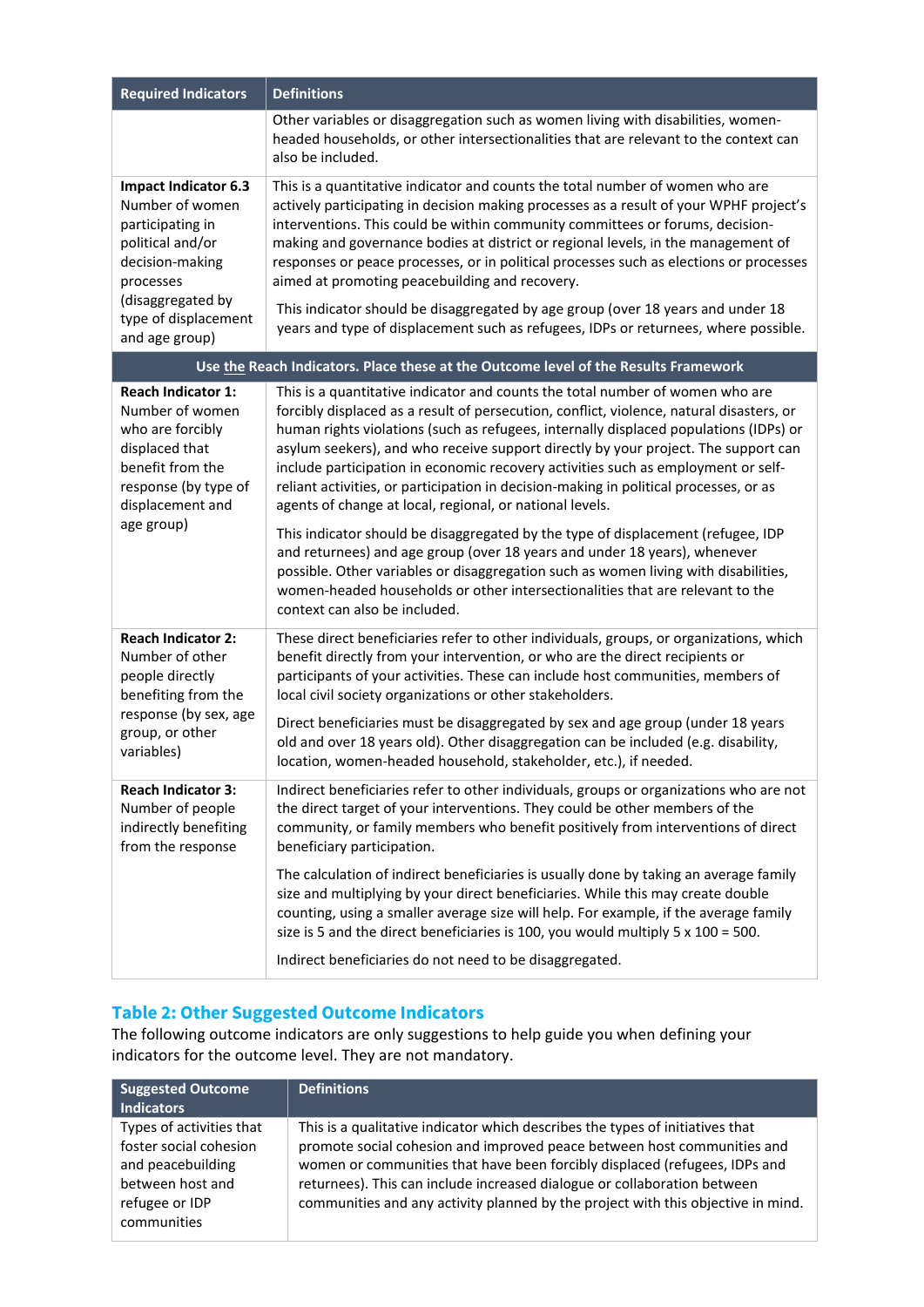| Required Indicators | Definitions |
|---|---|
| | Other variables or disaggregation such as women living with disabilities, women-headed households, or other intersectionalities that are relevant to the context can also be included. |
| **Impact Indicator 6.3** Number of women participating in political and/or decision-making processes (disaggregated by type of displacement and age group) | This is a quantitative indicator and counts the total number of women who are actively participating in decision making processes as a result of your WPHF project's interventions. This could be within community committees or forums, decision-making and governance bodies at district or regional levels, in the management of responses or peace processes, or in political processes such as elections or processes aimed at promoting peacebuilding and recovery. This indicator should be disaggregated by age group (over 18 years and under 18 years and type of displacement such as refugees, IDPs or returnees, where possible. |
| **Use the Reach Indicators. Place these at the Outcome level of the Results Framework** | |
| **Reach Indicator 1:** Number of women who are forcibly displaced that benefit from the response (by type of displacement and age group) | This is a quantitative indicator and counts the total number of women who are forcibly displaced as a result of persecution, conflict, violence, natural disasters, or human rights violations (such as refugees, internally displaced populations (IDPs) or asylum seekers), and who receive support directly by your project. The support can include participation in economic recovery activities such as employment or self-reliant activities, or participation in decision-making in political processes, or as agents of change at local, regional, or national levels. This indicator should be disaggregated by the type of displacement (refugee, IDP and returnees) and age group (over 18 years and under 18 years), whenever possible. Other variables or disaggregation such as women living with disabilities, women-headed households or other intersectionalities that are relevant to the context can also be included. |
| **Reach Indicator 2:** Number of other people directly benefiting from the response (by sex, age group, or other variables) | These direct beneficiaries refer to other individuals, groups, or organizations, which benefit directly from your intervention, or who are the direct recipients or participants of your activities. These can include host communities, members of local civil society organizations or other stakeholders. Direct beneficiaries must be disaggregated by sex and age group (under 18 years old and over 18 years old). Other disaggregation can be included (e.g. disability, location, women-headed household, stakeholder, etc.), if needed. |
| **Reach Indicator 3:** Number of people indirectly benefiting from the response | Indirect beneficiaries refer to other individuals, groups or organizations who are not the direct target of your interventions. They could be other members of the community, or family members who benefit positively from interventions of direct beneficiary participation. The calculation of indirect beneficiaries is usually done by taking an average family size and multiplying by your direct beneficiaries. While this may create double counting, using a smaller average size will help. For example, if the average family size is 5 and the direct beneficiaries is 100, you would multiply 5 x 100 = 500. Indirect beneficiaries do not need to be disaggregated. |

## Table 2: Other Suggested Outcome Indicators

The following outcome indicators are only suggestions to help guide you when defining your indicators for the outcome level. They are not mandatory.

| Suggested Outcome Indicators | Definitions |
|---|---|
| Types of activities that foster social cohesion and peacebuilding between host and refugee or IDP communities | This is a qualitative indicator which describes the types of initiatives that promote social cohesion and improved peace between host communities and women or communities that have been forcibly displaced (refugees, IDPs and returnees). This can include increased dialogue or collaboration between communities and any activity planned by the project with this objective in mind. |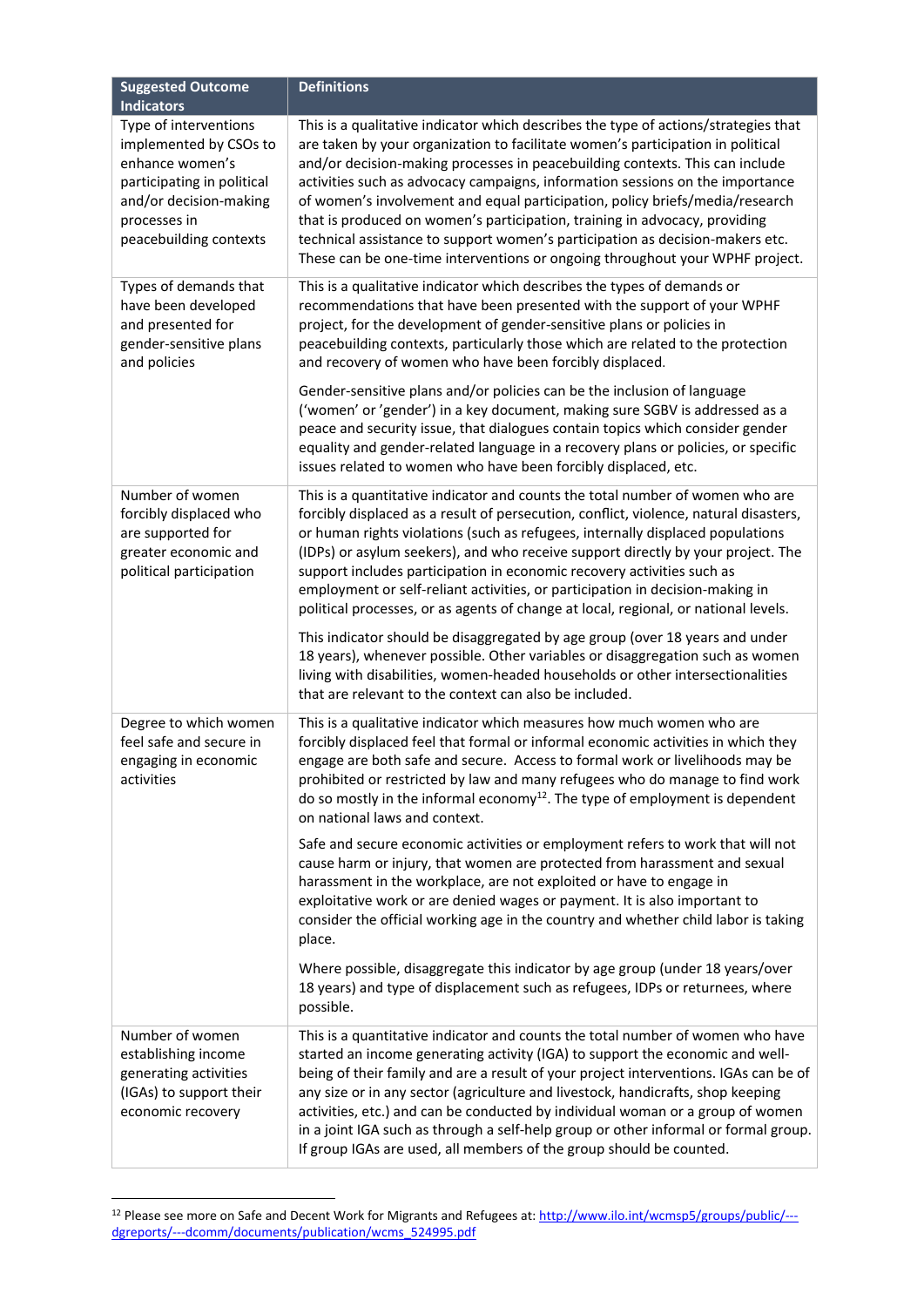| Suggested Outcome Indicators | Definitions |
|---|---|
| Type of interventions implemented by CSOs to enhance women's participating in political and/or decision-making processes in peacebuilding contexts | This is a qualitative indicator which describes the type of actions/strategies that are taken by your organization to facilitate women's participation in political and/or decision-making processes in peacebuilding contexts. This can include activities such as advocacy campaigns, information sessions on the importance of women's involvement and equal participation, policy briefs/media/research that is produced on women's participation, training in advocacy, providing technical assistance to support women's participation as decision-makers etc. These can be one-time interventions or ongoing throughout your WPHF project. |
| Types of demands that have been developed and presented for gender-sensitive plans and policies | This is a qualitative indicator which describes the types of demands or recommendations that have been presented with the support of your WPHF project, for the development of gender-sensitive plans or policies in peacebuilding contexts, particularly those which are related to the protection and recovery of women who have been forcibly displaced.<br><br>Gender-sensitive plans and/or policies can be the inclusion of language ('women' or 'gender') in a key document, making sure SGBV is addressed as a peace and security issue, that dialogues contain topics which consider gender equality and gender-related language in a recovery plans or policies, or specific issues related to women who have been forcibly displaced, etc. |
| Number of women forcibly displaced who are supported for greater economic and political participation | This is a quantitative indicator and counts the total number of women who are forcibly displaced as a result of persecution, conflict, violence, natural disasters, or human rights violations (such as refugees, internally displaced populations (IDPs) or asylum seekers), and who receive support directly by your project. The support includes participation in economic recovery activities such as employment or self-reliant activities, or participation in decision-making in political processes, or as agents of change at local, regional, or national levels.<br><br>This indicator should be disaggregated by age group (over 18 years and under 18 years), whenever possible. Other variables or disaggregation such as women living with disabilities, women-headed households or other intersectionalities that are relevant to the context can also be included. |
| Degree to which women feel safe and secure in engaging in economic activities | This is a qualitative indicator which measures how much women who are forcibly displaced feel that formal or informal economic activities in which they engage are both safe and secure. Access to formal work or livelihoods may be prohibited or restricted by law and many refugees who do manage to find work do so mostly in the informal economy[12]. The type of employment is dependent on national laws and context.<br><br>Safe and secure economic activities or employment refers to work that will not cause harm or injury, that women are protected from harassment and sexual harassment in the workplace, are not exploited or have to engage in exploitative work or are denied wages or payment. It is also important to consider the official working age in the country and whether child labor is taking place.<br><br>Where possible, disaggregate this indicator by age group (under 18 years/over 18 years) and type of displacement such as refugees, IDPs or returnees, where possible. |
| Number of women establishing income generating activities (IGAs) to support their economic recovery | This is a quantitative indicator and counts the total number of women who have started an income generating activity (IGA) to support the economic and well-being of their family and are a result of your project interventions. IGAs can be of any size or in any sector (agriculture and livestock, handicrafts, shop keeping activities, etc.) and can be conducted by individual woman or a group of women in a joint IGA such as through a self-help group or other informal or formal group. If group IGAs are used, all members of the group should be counted. |

[12] Please see more on Safe and Decent Work for Migrants and Refugees at: http://www.ilo.int/wcmsp5/groups/public/---dgreports/---dcomm/documents/publication/wcms_524995.pdf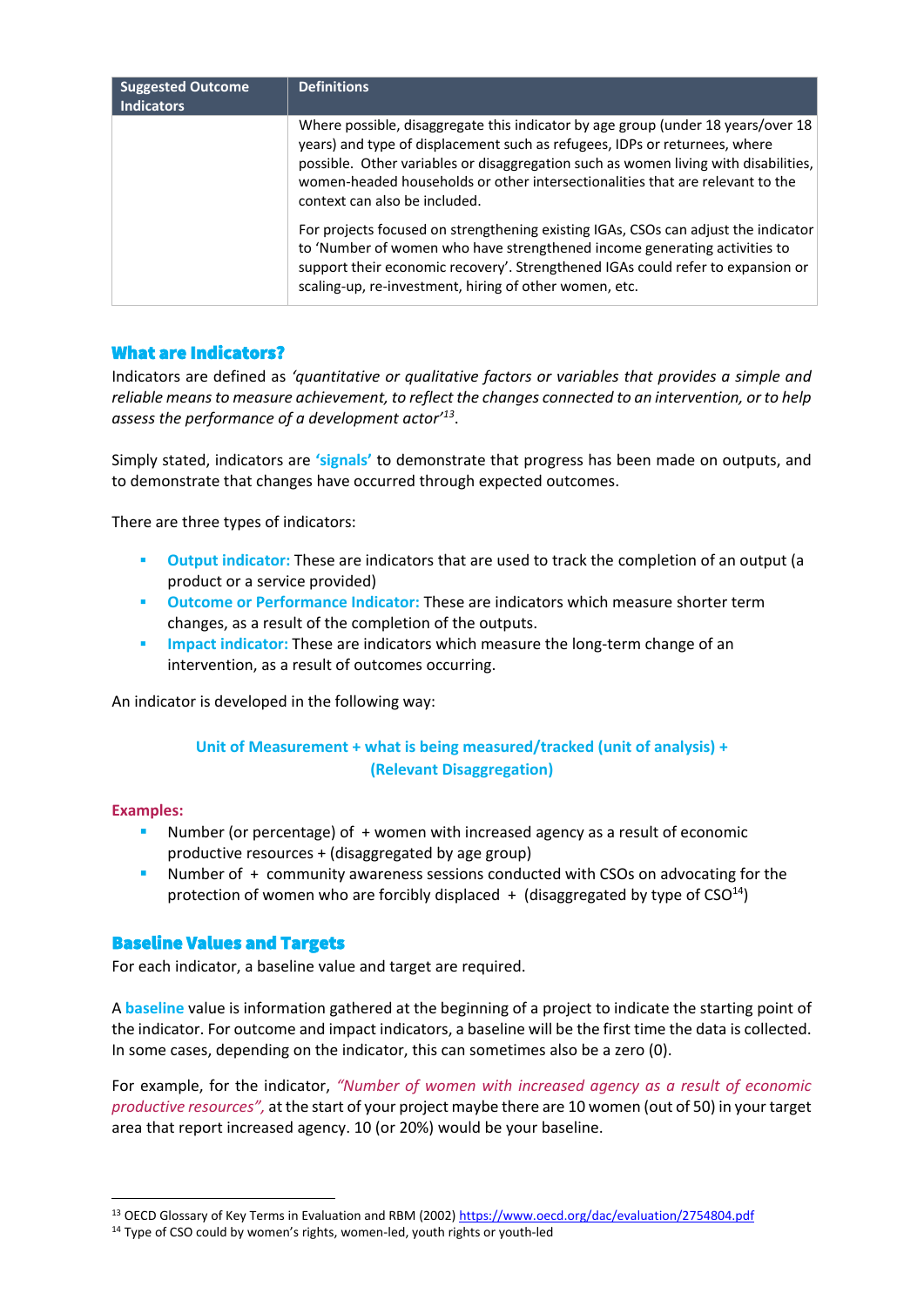| Suggested Outcome Indicators | Definitions |
|---|---|
| | Where possible, disaggregate this indicator by age group (under 18 years/over 18 years) and type of displacement such as refugees, IDPs or returnees, where possible. Other variables or disaggregation such as women living with disabilities, women-headed households or other intersectionalities that are relevant to the context can also be included.<br><br>For projects focused on strengthening existing IGAs, CSOs can adjust the indicator to 'Number of women who have strengthened income generating activities to support their economic recovery'. Strengthened IGAs could refer to expansion or scaling-up, re-investment, hiring of other women, etc. |

## What are Indicators?

Indicators are defined as *'quantitative or qualitative factors or variables that provides a simple and reliable means to measure achievement, to reflect the changes connected to an intervention, or to help assess the performance of a development actor'*[13].

Simply stated, indicators are **'signals'** to demonstrate that progress has been made on outputs, and to demonstrate that changes have occurred through expected outcomes.

There are three types of indicators:

- **Output indicator:** These are indicators that are used to track the completion of an output (a product or a service provided)
- **Outcome or Performance Indicator:** These are indicators which measure shorter term changes, as a result of the completion of the outputs.
- **Impact indicator:** These are indicators which measure the long-term change of an intervention, as a result of outcomes occurring.

An indicator is developed in the following way:

**Unit of Measurement + what is being measured/tracked (unit of analysis) + (Relevant Disaggregation)**

**Examples:**

- Number (or percentage) of + women with increased agency as a result of economic productive resources + (disaggregated by age group)
- Number of + community awareness sessions conducted with CSOs on advocating for the protection of women who are forcibly displaced + (disaggregated by type of CSO[14])

## Baseline Values and Targets

For each indicator, a baseline value and target are required.

A **baseline** value is information gathered at the beginning of a project to indicate the starting point of the indicator. For outcome and impact indicators, a baseline will be the first time the data is collected. In some cases, depending on the indicator, this can sometimes also be a zero (0).

For example, for the indicator, *"Number of women with increased agency as a result of economic productive resources",* at the start of your project maybe there are 10 women (out of 50) in your target area that report increased agency. 10 (or 20%) would be your baseline.

[13] OECD Glossary of Key Terms in Evaluation and RBM (2002) https://www.oecd.org/dac/evaluation/2754804.pdf
[14] Type of CSO could by women's rights, women-led, youth rights or youth-led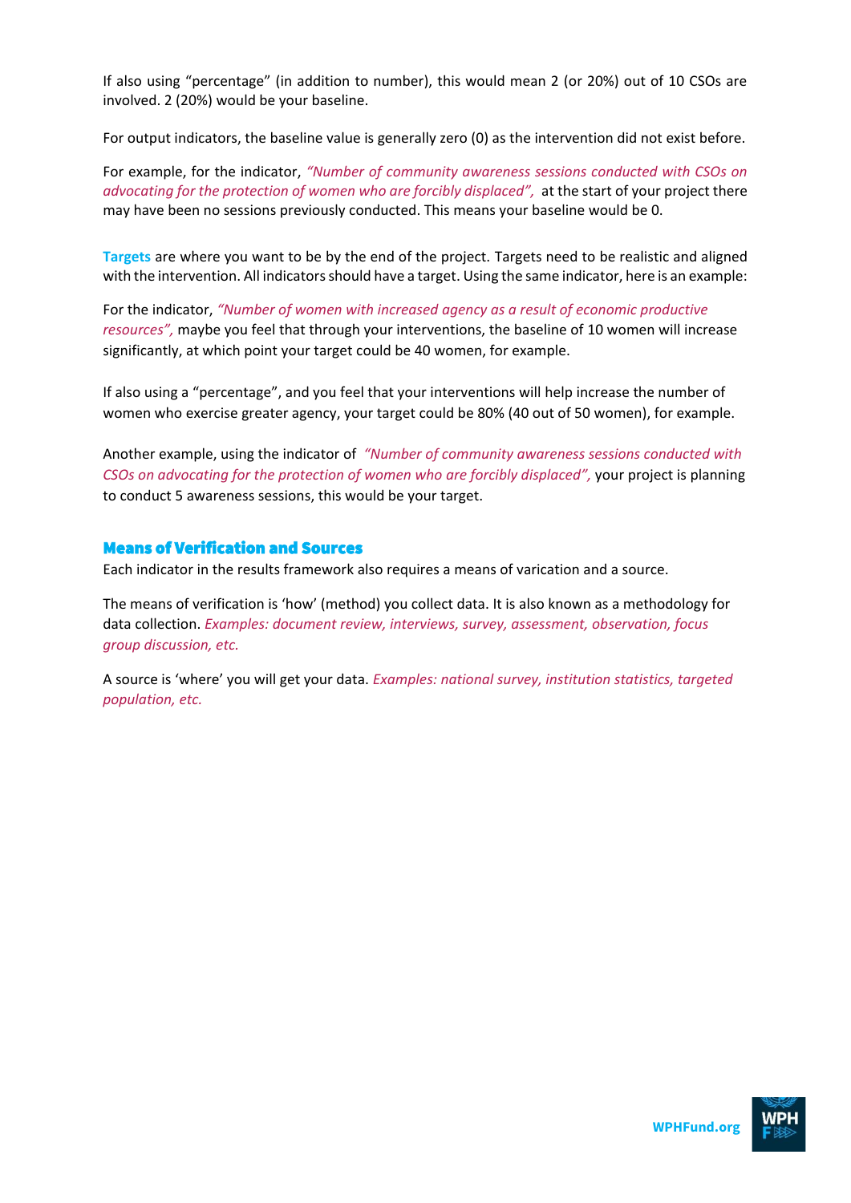If also using "percentage" (in addition to number), this would mean 2 (or 20%) out of 10 CSOs are involved. 2 (20%) would be your baseline.

For output indicators, the baseline value is generally zero (0) as the intervention did not exist before.

For example, for the indicator, *"Number of community awareness sessions conducted with CSOs on advocating for the protection of women who are forcibly displaced",* at the start of your project there may have been no sessions previously conducted. This means your baseline would be 0.

**Targets** are where you want to be by the end of the project. Targets need to be realistic and aligned with the intervention. All indicators should have a target. Using the same indicator, here is an example:

For the indicator, *"Number of women with increased agency as a result of economic productive resources",* maybe you feel that through your interventions, the baseline of 10 women will increase significantly, at which point your target could be 40 women, for example.

If also using a "percentage", and you feel that your interventions will help increase the number of women who exercise greater agency, your target could be 80% (40 out of 50 women), for example.

Another example, using the indicator of *"Number of community awareness sessions conducted with CSOs on advocating for the protection of women who are forcibly displaced",* your project is planning to conduct 5 awareness sessions, this would be your target.

## Means of Verification and Sources

Each indicator in the results framework also requires a means of varication and a source.

The means of verification is 'how' (method) you collect data. It is also known as a methodology for data collection. *Examples: document review, interviews, survey, assessment, observation, focus group discussion, etc.*

A source is 'where' you will get your data. *Examples: national survey, institution statistics, targeted population, etc.*